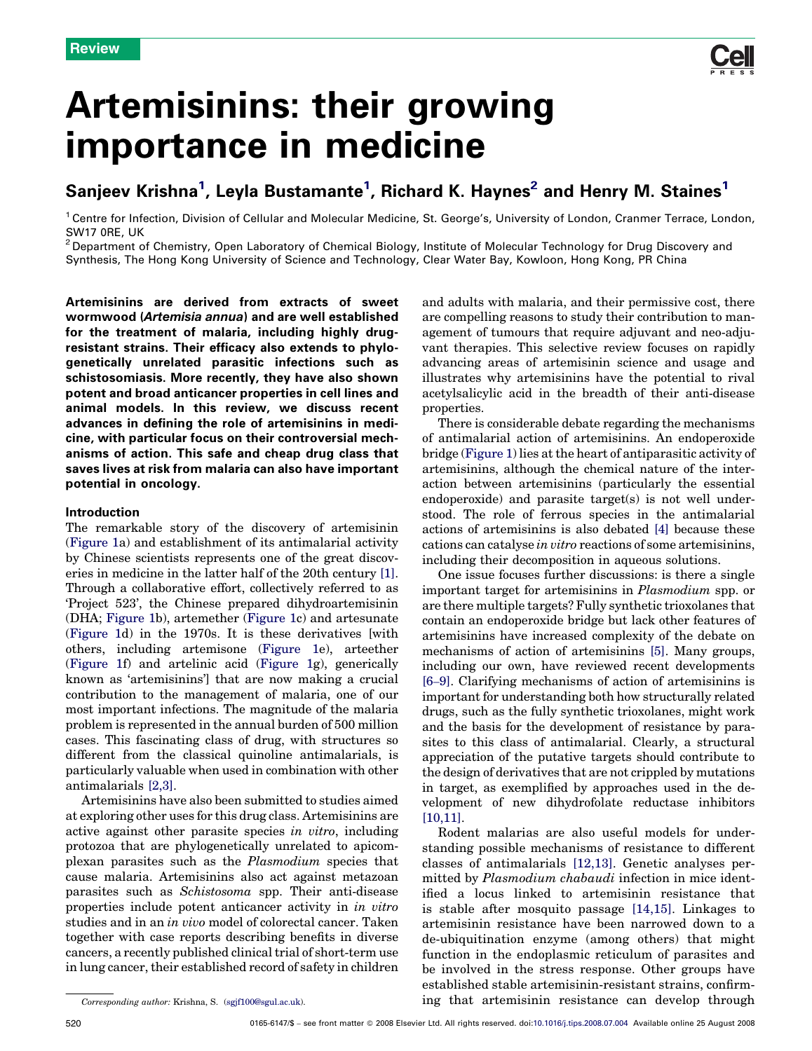Review

# Artemisinins: their growing importance in medicine

**Sanjeev Krishna[1], Leyla Bustamante[1], Richard K. Haynes[2] and Henry M. Staines[1]**

[1] Centre for Infection, Division of Cellular and Molecular Medicine, St. George's, University of London, Cranmer Terrace, London, SW17 0RE, UK

[2] Department of Chemistry, Open Laboratory of Chemical Biology, Institute of Molecular Technology for Drug Discovery and Synthesis, The Hong Kong University of Science and Technology, Clear Water Bay, Kowloon, Hong Kong, PR China

**Artemisinins are derived from extracts of sweet wormwood (*Artemisia annua*) and are well established for the treatment of malaria, including highly drug-resistant strains. Their efficacy also extends to phylogenetically unrelated parasitic infections such as schistosomiasis. More recently, they have also shown potent and broad anticancer properties in cell lines and animal models. In this review, we discuss recent advances in defining the role of artemisinins in medicine, with particular focus on their controversial mechanisms of action. This safe and cheap drug class that saves lives at risk from malaria can also have important potential in oncology.**

## Introduction

The remarkable story of the discovery of artemisinin (Figure 1a) and establishment of its antimalarial activity by Chinese scientists represents one of the great discoveries in medicine in the latter half of the 20th century [1]. Through a collaborative effort, collectively referred to as 'Project 523', the Chinese prepared dihydroartemisinin (DHA; Figure 1b), artemether (Figure 1c) and artesunate (Figure 1d) in the 1970s. It is these derivatives [with others, including artemisone (Figure 1e), arteether (Figure 1f) and artelinic acid (Figure 1g), generically known as 'artemisinins'] that are now making a crucial contribution to the management of malaria, one of our most important infections. The magnitude of the malaria problem is represented in the annual burden of 500 million cases. This fascinating class of drug, with structures so different from the classical quinoline antimalarials, is particularly valuable when used in combination with other antimalarials [2,3].

Artemisinins have also been submitted to studies aimed at exploring other uses for this drug class. Artemisinins are active against other parasite species *in vitro*, including protozoa that are phylogenetically unrelated to apicomplexan parasites such as the *Plasmodium* species that cause malaria. Artemisinins also act against metazoan parasites such as *Schistosoma* spp. Their anti-disease properties include potent anticancer activity in *in vitro* studies and in an *in vivo* model of colorectal cancer. Taken together with case reports describing benefits in diverse cancers, a recently published clinical trial of short-term use in lung cancer, their established record of safety in children and adults with malaria, and their permissive cost, there are compelling reasons to study their contribution to management of tumours that require adjuvant and neo-adjuvant therapies. This selective review focuses on rapidly advancing areas of artemisinin science and usage and illustrates why artemisinins have the potential to rival acetylsalicylic acid in the breadth of their anti-disease properties.

There is considerable debate regarding the mechanisms of antimalarial action of artemisinins. An endoperoxide bridge (Figure 1) lies at the heart of antiparasitic activity of artemisinins, although the chemical nature of the interaction between artemisinins (particularly the essential endoperoxide) and parasite target(s) is not well understood. The role of ferrous species in the antimalarial actions of artemisinins is also debated [4] because these cations can catalyse *in vitro* reactions of some artemisinins, including their decomposition in aqueous solutions.

One issue focuses further discussions: is there a single important target for artemisinins in *Plasmodium* spp. or are there multiple targets? Fully synthetic trioxolanes that contain an endoperoxide bridge but lack other features of artemisinins have increased complexity of the debate on mechanisms of action of artemisinins [5]. Many groups, including our own, have reviewed recent developments [6–9]. Clarifying mechanisms of action of artemisinins is important for understanding both how structurally related drugs, such as the fully synthetic trioxolanes, might work and the basis for the development of resistance by parasites to this class of antimalarial. Clearly, a structural appreciation of the putative targets should contribute to the design of derivatives that are not crippled by mutations in target, as exemplified by approaches used in the development of new dihydrofolate reductase inhibitors [10,11].

Rodent malarias are also useful models for understanding possible mechanisms of resistance to different classes of antimalarials [12,13]. Genetic analyses permitted by *Plasmodium chabaudi* infection in mice identified a locus linked to artemisinin resistance that is stable after mosquito passage [14,15]. Linkages to artemisinin resistance have been narrowed down to a de-ubiquitination enzyme (among others) that might function in the endoplasmic reticulum of parasites and be involved in the stress response. Other groups have established stable artemisinin-resistant strains, confirming that artemisinin resistance can develop through

*Corresponding author:* Krishna, S. (sgjf100@sgul.ac.uk).

0165-6147/$ – see front matter © 2008 Elsevier Ltd. All rights reserved. doi:10.1016/j.tips.2008.07.004 Available online 25 August 2008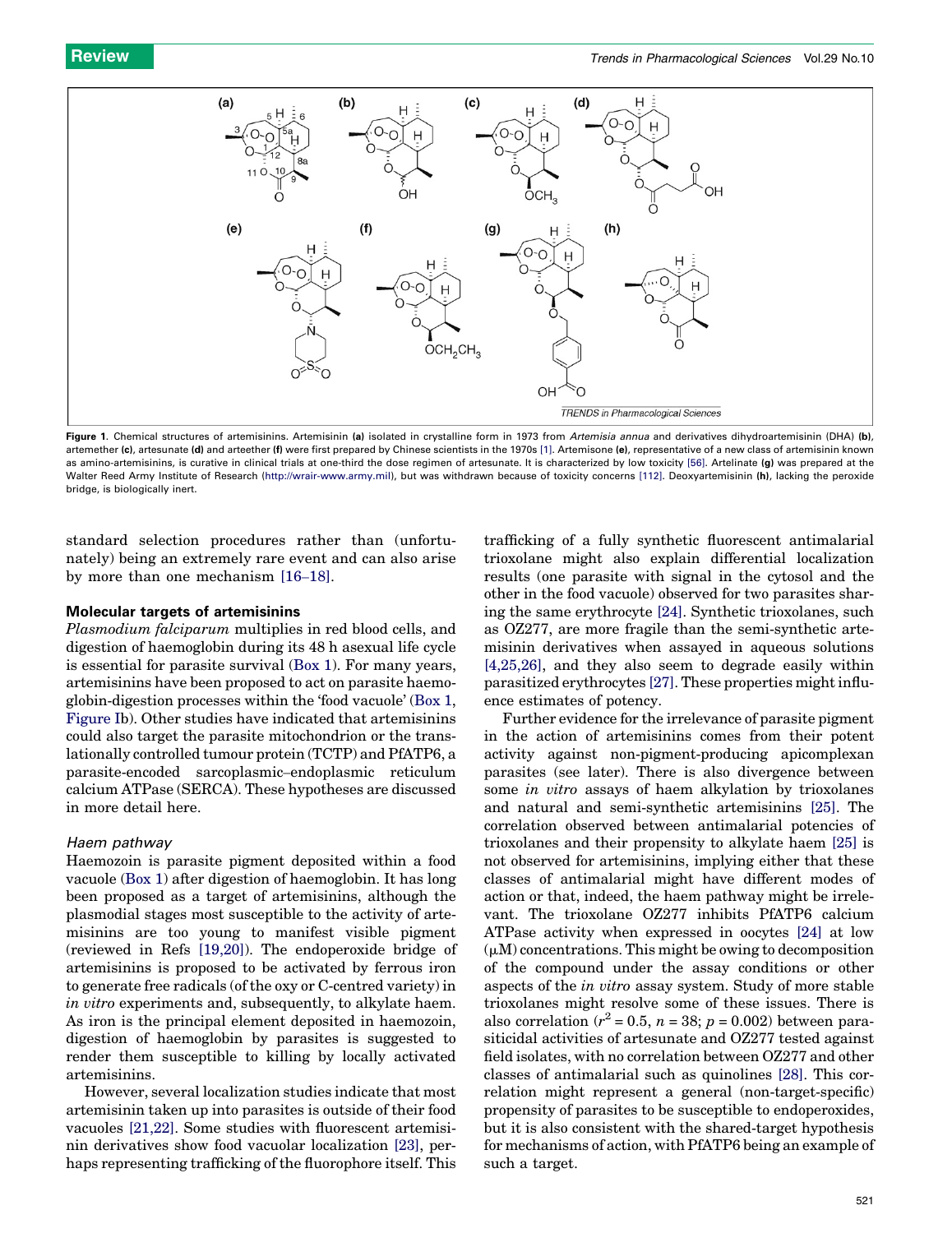**Figure 1**. Chemical structures of artemisinins. Artemisinin **(a)** isolated in crystalline form in 1973 from *Artemisia annua* and derivatives dihydroartemisinin (DHA) **(b)**, artemether **(c)**, artesunate **(d)** and arteether **(f)** were first prepared by Chinese scientists in the 1970s [1]. Artemisone **(e)**, representative of a new class of artemisinin known as amino-artemisinins, is curative in clinical trials at one-third the dose regimen of artesunate. It is characterized by low toxicity [56]. Artelinate **(g)** was prepared at the Walter Reed Army Institute of Research (http://wrair-www.army.mil), but was withdrawn because of toxicity concerns [112]. Deoxyartemisinin **(h)**, lacking the peroxide bridge, is biologically inert.

standard selection procedures rather than (unfortunately) being an extremely rare event and can also arise by more than one mechanism [16–18].

## Molecular targets of artemisinins

*Plasmodium falciparum* multiplies in red blood cells, and digestion of haemoglobin during its 48 h asexual life cycle is essential for parasite survival (Box 1). For many years, artemisinins have been proposed to act on parasite haemoglobin-digestion processes within the 'food vacuole' (Box 1, Figure Ib). Other studies have indicated that artemisinins could also target the parasite mitochondrion or the translationally controlled tumour protein (TCTP) and PfATP6, a parasite-encoded sarcoplasmic–endoplasmic reticulum calcium ATPase (SERCA). These hypotheses are discussed in more detail here.

### *Haem pathway*

Haemozoin is parasite pigment deposited within a food vacuole (Box 1) after digestion of haemoglobin. It has long been proposed as a target of artemisinins, although the plasmodial stages most susceptible to the activity of artemisinins are too young to manifest visible pigment (reviewed in Refs [19,20]). The endoperoxide bridge of artemisinins is proposed to be activated by ferrous iron to generate free radicals (of the oxy or C-centred variety) in *in vitro* experiments and, subsequently, to alkylate haem. As iron is the principal element deposited in haemozoin, digestion of haemoglobin by parasites is suggested to render them susceptible to killing by locally activated artemisinins.

However, several localization studies indicate that most artemisinin taken up into parasites is outside of their food vacuoles [21,22]. Some studies with fluorescent artemisinin derivatives show food vacuolar localization [23], perhaps representing trafficking of the fluorophore itself. This trafficking of a fully synthetic fluorescent antimalarial trioxolane might also explain differential localization results (one parasite with signal in the cytosol and the other in the food vacuole) observed for two parasites sharing the same erythrocyte [24]. Synthetic trioxolanes, such as OZ277, are more fragile than the semi-synthetic artemisinin derivatives when assayed in aqueous solutions [4,25,26], and they also seem to degrade easily within parasitized erythrocytes [27]. These properties might influence estimates of potency.

Further evidence for the irrelevance of parasite pigment in the action of artemisinins comes from their potent activity against non-pigment-producing apicomplexan parasites (see later). There is also divergence between some *in vitro* assays of haem alkylation by trioxolanes and natural and semi-synthetic artemisinins [25]. The correlation observed between antimalarial potencies of trioxolanes and their propensity to alkylate haem [25] is not observed for artemisinins, implying either that these classes of antimalarial might have different modes of action or that, indeed, the haem pathway might be irrelevant. The trioxolane OZ277 inhibits PfATP6 calcium ATPase activity when expressed in oocytes [24] at low (μM) concentrations. This might be owing to decomposition of the compound under the assay conditions or other aspects of the *in vitro* assay system. Study of more stable trioxolanes might resolve some of these issues. There is also correlation ($r^2 = 0.5$, $n = 38$; $p = 0.002$) between parasiticidal activities of artesunate and OZ277 tested against field isolates, with no correlation between OZ277 and other classes of antimalarial such as quinolines [28]. This correlation might represent a general (non-target-specific) propensity of parasites to be susceptible to endoperoxides, but it is also consistent with the shared-target hypothesis for mechanisms of action, with PfATP6 being an example of such a target.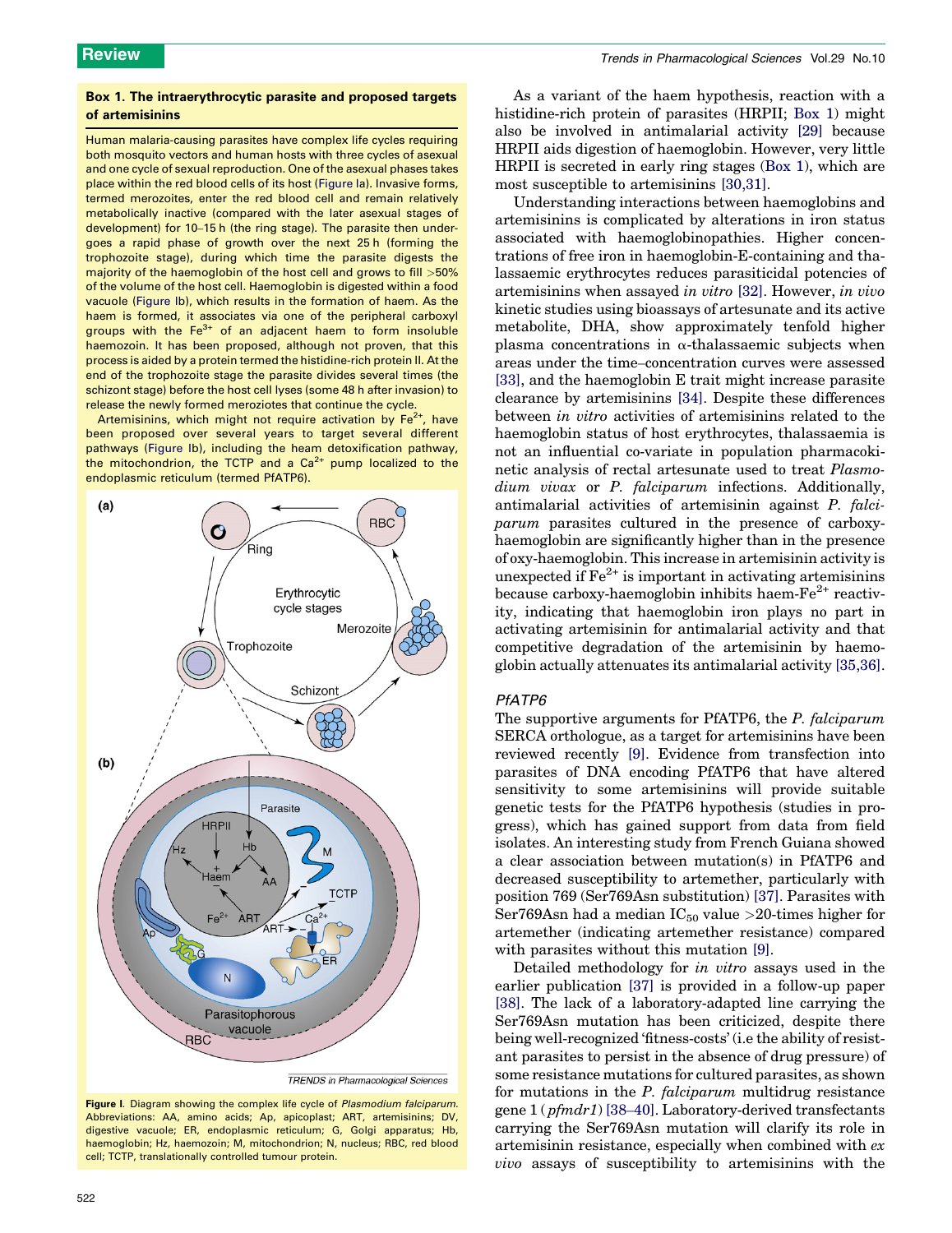### Box 1. The intraerythrocytic parasite and proposed targets of artemisinins

Human malaria-causing parasites have complex life cycles requiring both mosquito vectors and human hosts with three cycles of asexual and one cycle of sexual reproduction. One of the asexual phases takes place within the red blood cells of its host (Figure Ia). Invasive forms, termed merozoites, enter the red blood cell and remain relatively metabolically inactive (compared with the later asexual stages of development) for 10–15 h (the ring stage). The parasite then undergoes a rapid phase of growth over the next 25 h (forming the trophozoite stage), during which time the parasite digests the majority of the haemoglobin of the host cell and grows to fill >50% of the volume of the host cell. Haemoglobin is digested within a food vacuole (Figure Ib), which results in the formation of haem. As the haem is formed, it associates via one of the peripheral carboxyl groups with the $Fe^{3+}$ of an adjacent haem to form insoluble haemozoin. It has been proposed, although not proven, that this process is aided by a protein termed the histidine-rich protein II. At the end of the trophozoite stage the parasite divides several times (the schizont stage) before the host cell lyses (some 48 h after invasion) to release the newly formed meroziotes that continue the cycle.

Artemisinins, which might not require activation by $Fe^{2+}$, have been proposed over several years to target several different pathways (Figure Ib), including the heam detoxification pathway, the mitochondrion, the TCTP and a $Ca^{2+}$ pump localized to the endoplasmic reticulum (termed PfATP6).

**Figure I.** Diagram showing the complex life cycle of *Plasmodium falciparum*. Abbreviations: AA, amino acids; Ap, apicoplast; ART, artemisinins; DV, digestive vacuole; ER, endoplasmic reticulum; G, Golgi apparatus; Hb, haemoglobin; Hz, haemozoin; M, mitochondrion; N, nucleus; RBC, red blood cell; TCTP, translationally controlled tumour protein.

As a variant of the haem hypothesis, reaction with a histidine-rich protein of parasites (HRPII; Box 1) might also be involved in antimalarial activity [29] because HRPII aids digestion of haemoglobin. However, very little HRPII is secreted in early ring stages (Box 1), which are most susceptible to artemisinins [30,31].

Understanding interactions between haemoglobins and artemisinins is complicated by alterations in iron status associated with haemoglobinopathies. Higher concentrations of free iron in haemoglobin-E-containing and thalassaemic erythrocytes reduces parasiticidal potencies of artemisinins when assayed *in vitro* [32]. However, *in vivo* kinetic studies using bioassays of artesunate and its active metabolite, DHA, show approximately tenfold higher plasma concentrations in α-thalassaemic subjects when areas under the time–concentration curves were assessed [33], and the haemoglobin E trait might increase parasite clearance by artemisinins [34]. Despite these differences between *in vitro* activities of artemisinins related to the haemoglobin status of host erythrocytes, thalassaemia is not an influential co-variate in population pharmacokinetic analysis of rectal artesunate used to treat *Plasmodium vivax* or *P. falciparum* infections. Additionally, antimalarial activities of artemisinin against *P. falciparum* parasites cultured in the presence of carboxy-haemoglobin are significantly higher than in the presence of oxy-haemoglobin. This increase in artemisinin activity is unexpected if $Fe^{2+}$ is important in activating artemisinins because carboxy-haemoglobin inhibits haem-$Fe^{2+}$ reactivity, indicating that haemoglobin iron plays no part in activating artemisinin for antimalarial activity and that competitive degradation of the artemisinin by haemoglobin actually attenuates its antimalarial activity [35,36].

### PfATP6

The supportive arguments for PfATP6, the *P. falciparum* SERCA orthologue, as a target for artemisinins have been reviewed recently [9]. Evidence from transfection into parasites of DNA encoding PfATP6 that have altered sensitivity to some artemisinins will provide suitable genetic tests for the PfATP6 hypothesis (studies in progress), which has gained support from data from field isolates. An interesting study from French Guiana showed a clear association between mutation(s) in PfATP6 and decreased susceptibility to artemether, particularly with position 769 (Ser769Asn substitution) [37]. Parasites with Ser769Asn had a median $IC_{50}$ value >20-times higher for artemether (indicating artemether resistance) compared with parasites without this mutation [9].

Detailed methodology for *in vitro* assays used in the earlier publication [37] is provided in a follow-up paper [38]. The lack of a laboratory-adapted line carrying the Ser769Asn mutation has been criticized, despite there being well-recognized 'fitness-costs' (i.e the ability of resistant parasites to persist in the absence of drug pressure) of some resistance mutations for cultured parasites, as shown for mutations in the *P. falciparum* multidrug resistance gene 1 (*pfmdr1*) [38–40]. Laboratory-derived transfectants carrying the Ser769Asn mutation will clarify its role in artemisinin resistance, especially when combined with *ex vivo* assays of susceptibility to artemisinins with the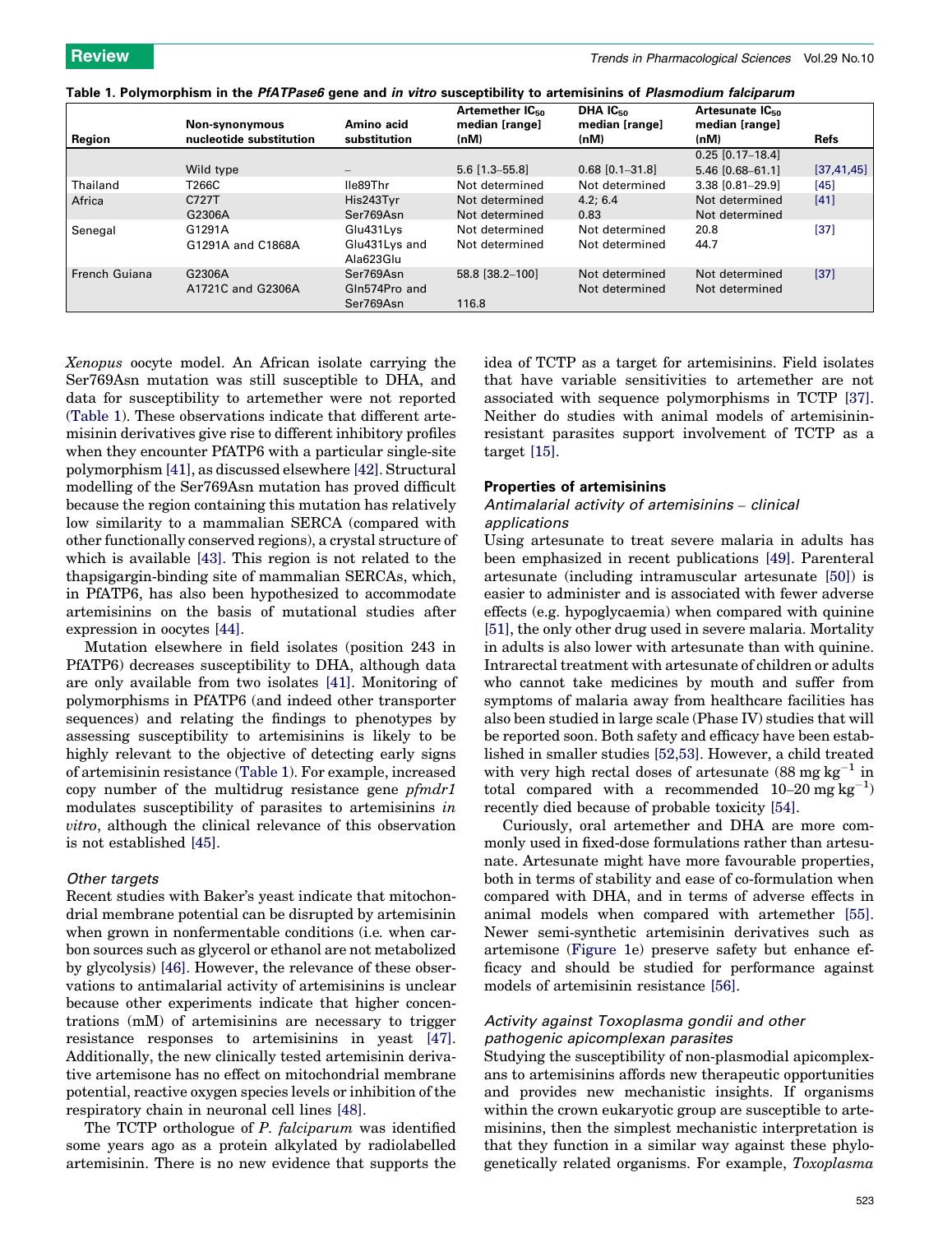**Table 1. Polymorphism in the *PfATPase6* gene and *in vitro* susceptibility to artemisinins of *Plasmodium falciparum***

| Region | Non-synonymous nucleotide substitution | Amino acid substitution | Artemether $IC_{50}$ median [range] (nM) | DHA $IC_{50}$ median [range] (nM) | Artesunate $IC_{50}$ median [range] (nM) | Refs |
|---|---|---|---|---|---|---|
| | Wild type | – | 5.6 [1.3–55.8] | 0.68 [0.1–31.8] | 0.25 [0.17–18.4] 5.46 [0.68–61.1] | [37,41,45] |
| Thailand | T266C | Ile89Thr | Not determined | Not determined | 3.38 [0.81–29.9] | [45] |
| Africa | C727T | His243Tyr | Not determined | 4.2; 6.4 | Not determined | [41] |
| | G2306A | Ser769Asn | Not determined | 0.83 | Not determined | |
| Senegal | G1291A | Glu431Lys | Not determined | Not determined | 20.8 | [37] |
| | G1291A and C1868A | Glu431Lys and Ala623Glu | Not determined | Not determined | 44.7 | |
| French Guiana | G2306A | Ser769Asn | 58.8 [38.2–100] | Not determined | Not determined | [37] |
| | A1721C and G2306A | Gln574Pro and Ser769Asn | 116.8 | Not determined | Not determined | |

*Xenopus* oocyte model. An African isolate carrying the Ser769Asn mutation was still susceptible to DHA, and data for susceptibility to artemether were not reported (Table 1). These observations indicate that different artemisinin derivatives give rise to different inhibitory profiles when they encounter PfATP6 with a particular single-site polymorphism [41], as discussed elsewhere [42]. Structural modelling of the Ser769Asn mutation has proved difficult because the region containing this mutation has relatively low similarity to a mammalian SERCA (compared with other functionally conserved regions), a crystal structure of which is available [43]. This region is not related to the thapsigargin-binding site of mammalian SERCAs, which, in PfATP6, has also been hypothesized to accommodate artemisinins on the basis of mutational studies after expression in oocytes [44].

Mutation elsewhere in field isolates (position 243 in PfATP6) decreases susceptibility to DHA, although data are only available from two isolates [41]. Monitoring of polymorphisms in PfATP6 (and indeed other transporter sequences) and relating the findings to phenotypes by assessing susceptibility to artemisinins is likely to be highly relevant to the objective of detecting early signs of artemisinin resistance (Table 1). For example, increased copy number of the multidrug resistance gene *pfmdr1* modulates susceptibility of parasites to artemisinins *in vitro*, although the clinical relevance of this observation is not established [45].

### *Other targets*

Recent studies with Baker's yeast indicate that mitochondrial membrane potential can be disrupted by artemisinin when grown in nonfermentable conditions (i.e. when carbon sources such as glycerol or ethanol are not metabolized by glycolysis) [46]. However, the relevance of these observations to antimalarial activity of artemisinins is unclear because other experiments indicate that higher concentrations (mM) of artemisinins are necessary to trigger resistance responses to artemisinins in yeast [47]. Additionally, the new clinically tested artemisinin derivative artemisone has no effect on mitochondrial membrane potential, reactive oxygen species levels or inhibition of the respiratory chain in neuronal cell lines [48].

The TCTP orthologue of *P. falciparum* was identified some years ago as a protein alkylated by radiolabelled artemisinin. There is no new evidence that supports the idea of TCTP as a target for artemisinins. Field isolates that have variable sensitivities to artemether are not associated with sequence polymorphisms in TCTP [37]. Neither do studies with animal models of artemisinin-resistant parasites support involvement of TCTP as a target [15].

## Properties of artemisinins

### *Antimalarial activity of artemisinins – clinical applications*

Using artesunate to treat severe malaria in adults has been emphasized in recent publications [49]. Parenteral artesunate (including intramuscular artesunate [50]) is easier to administer and is associated with fewer adverse effects (e.g. hypoglycaemia) when compared with quinine [51], the only other drug used in severe malaria. Mortality in adults is also lower with artesunate than with quinine. Intrarectal treatment with artesunate of children or adults who cannot take medicines by mouth and suffer from symptoms of malaria away from healthcare facilities has also been studied in large scale (Phase IV) studies that will be reported soon. Both safety and efficacy have been established in smaller studies [52,53]. However, a child treated with very high rectal doses of artesunate (88 $mg\ kg^{-1}$ in total compared with a recommended 10–20 $mg\ kg^{-1}$) recently died because of probable toxicity [54].

Curiously, oral artemether and DHA are more commonly used in fixed-dose formulations rather than artesunate. Artesunate might have more favourable properties, both in terms of stability and ease of co-formulation when compared with DHA, and in terms of adverse effects in animal models when compared with artemether [55]. Newer semi-synthetic artemisinin derivatives such as artemisone (Figure 1e) preserve safety but enhance efficacy and should be studied for performance against models of artemisinin resistance [56].

### *Activity against Toxoplasma gondii and other pathogenic apicomplexan parasites*

Studying the susceptibility of non-plasmodial apicomplexans to artemisinins affords new therapeutic opportunities and provides new mechanistic insights. If organisms within the crown eukaryotic group are susceptible to artemisinins, then the simplest mechanistic interpretation is that they function in a similar way against these phylogenetically related organisms. For example, *Toxoplasma*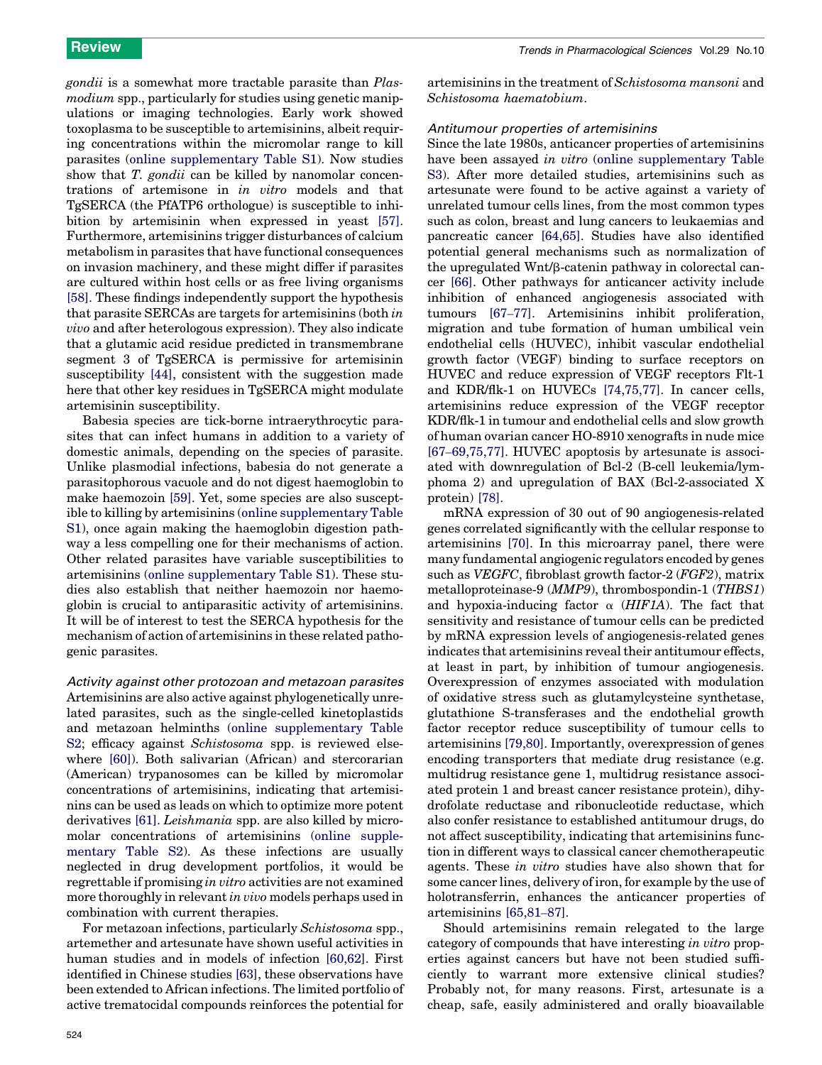*gondii* is a somewhat more tractable parasite than *Plasmodium* spp., particularly for studies using genetic manipulations or imaging technologies. Early work showed toxoplasma to be susceptible to artemisinins, albeit requiring concentrations within the micromolar range to kill parasites (online supplementary Table S1). Now studies show that *T. gondii* can be killed by nanomolar concentrations of artemisone in *in vitro* models and that TgSERCA (the PfATP6 orthologue) is susceptible to inhibition by artemisinin when expressed in yeast [57]. Furthermore, artemisinins trigger disturbances of calcium metabolism in parasites that have functional consequences on invasion machinery, and these might differ if parasites are cultured within host cells or as free living organisms [58]. These findings independently support the hypothesis that parasite SERCAs are targets for artemisinins (both *in vivo* and after heterologous expression). They also indicate that a glutamic acid residue predicted in transmembrane segment 3 of TgSERCA is permissive for artemisinin susceptibility [44], consistent with the suggestion made here that other key residues in TgSERCA might modulate artemisinin susceptibility.

Babesia species are tick-borne intraerythrocytic parasites that can infect humans in addition to a variety of domestic animals, depending on the species of parasite. Unlike plasmodial infections, babesia do not generate a parasitophorous vacuole and do not digest haemoglobin to make haemozoin [59]. Yet, some species are also susceptible to killing by artemisinins (online supplementary Table S1), once again making the haemoglobin digestion pathway a less compelling one for their mechanisms of action. Other related parasites have variable susceptibilities to artemisinins (online supplementary Table S1). These studies also establish that neither haemozoin nor haemoglobin is crucial to antiparasitic activity of artemisinins. It will be of interest to test the SERCA hypothesis for the mechanism of action of artemisinins in these related pathogenic parasites.

### Activity against other protozoan and metazoan parasites

Artemisinins are also active against phylogenetically unrelated parasites, such as the single-celled kinetoplastids and metazoan helminths (online supplementary Table S2; efficacy against *Schistosoma* spp. is reviewed elsewhere [60]). Both salivarian (African) and stercorarian (American) trypanosomes can be killed by micromolar concentrations of artemisinins, indicating that artemisinins can be used as leads on which to optimize more potent derivatives [61]. *Leishmania* spp. are also killed by micromolar concentrations of artemisinins (online supplementary Table S2). As these infections are usually neglected in drug development portfolios, it would be regrettable if promising *in vitro* activities are not examined more thoroughly in relevant *in vivo* models perhaps used in combination with current therapies.

For metazoan infections, particularly *Schistosoma* spp., artemether and artesunate have shown useful activities in human studies and in models of infection [60,62]. First identified in Chinese studies [63], these observations have been extended to African infections. The limited portfolio of active trematocidal compounds reinforces the potential for artemisinins in the treatment of *Schistosoma mansoni* and *Schistosoma haematobium*.

### Antitumour properties of artemisinins

Since the late 1980s, anticancer properties of artemisinins have been assayed *in vitro* (online supplementary Table S3). After more detailed studies, artemisinins such as artesunate were found to be active against a variety of unrelated tumour cells lines, from the most common types such as colon, breast and lung cancers to leukaemias and pancreatic cancer [64,65]. Studies have also identified potential general mechanisms such as normalization of the upregulated Wnt/β-catenin pathway in colorectal cancer [66]. Other pathways for anticancer activity include inhibition of enhanced angiogenesis associated with tumours [67–77]. Artemisinins inhibit proliferation, migration and tube formation of human umbilical vein endothelial cells (HUVEC), inhibit vascular endothelial growth factor (VEGF) binding to surface receptors on HUVEC and reduce expression of VEGF receptors Flt-1 and KDR/flk-1 on HUVECs [74,75,77]. In cancer cells, artemisinins reduce expression of the VEGF receptor KDR/flk-1 in tumour and endothelial cells and slow growth of human ovarian cancer HO-8910 xenografts in nude mice [67–69,75,77]. HUVEC apoptosis by artesunate is associated with downregulation of Bcl-2 (B-cell leukemia/lymphoma 2) and upregulation of BAX (Bcl-2-associated X protein) [78].

mRNA expression of 30 out of 90 angiogenesis-related genes correlated significantly with the cellular response to artemisinins [70]. In this microarray panel, there were many fundamental angiogenic regulators encoded by genes such as *VEGFC*, fibroblast growth factor-2 (*FGF2*), matrix metalloproteinase-9 (*MMP9*), thrombospondin-1 (*THBS1*) and hypoxia-inducing factor α (*HIF1A*). The fact that sensitivity and resistance of tumour cells can be predicted by mRNA expression levels of angiogenesis-related genes indicates that artemisinins reveal their antitumour effects, at least in part, by inhibition of tumour angiogenesis. Overexpression of enzymes associated with modulation of oxidative stress such as glutamylcysteine synthetase, glutathione S-transferases and the endothelial growth factor receptor reduce susceptibility of tumour cells to artemisinins [79,80]. Importantly, overexpression of genes encoding transporters that mediate drug resistance (e.g. multidrug resistance gene 1, multidrug resistance associated protein 1 and breast cancer resistance protein), dihydrofolate reductase and ribonucleotide reductase, which also confer resistance to established antitumour drugs, do not affect susceptibility, indicating that artemisinins function in different ways to classical cancer chemotherapeutic agents. These *in vitro* studies have also shown that for some cancer lines, delivery of iron, for example by the use of holotransferrin, enhances the anticancer properties of artemisinins [65,81–87].

Should artemisinins remain relegated to the large category of compounds that have interesting *in vitro* properties against cancers but have not been studied sufficiently to warrant more extensive clinical studies? Probably not, for many reasons. First, artesunate is a cheap, safe, easily administered and orally bioavailable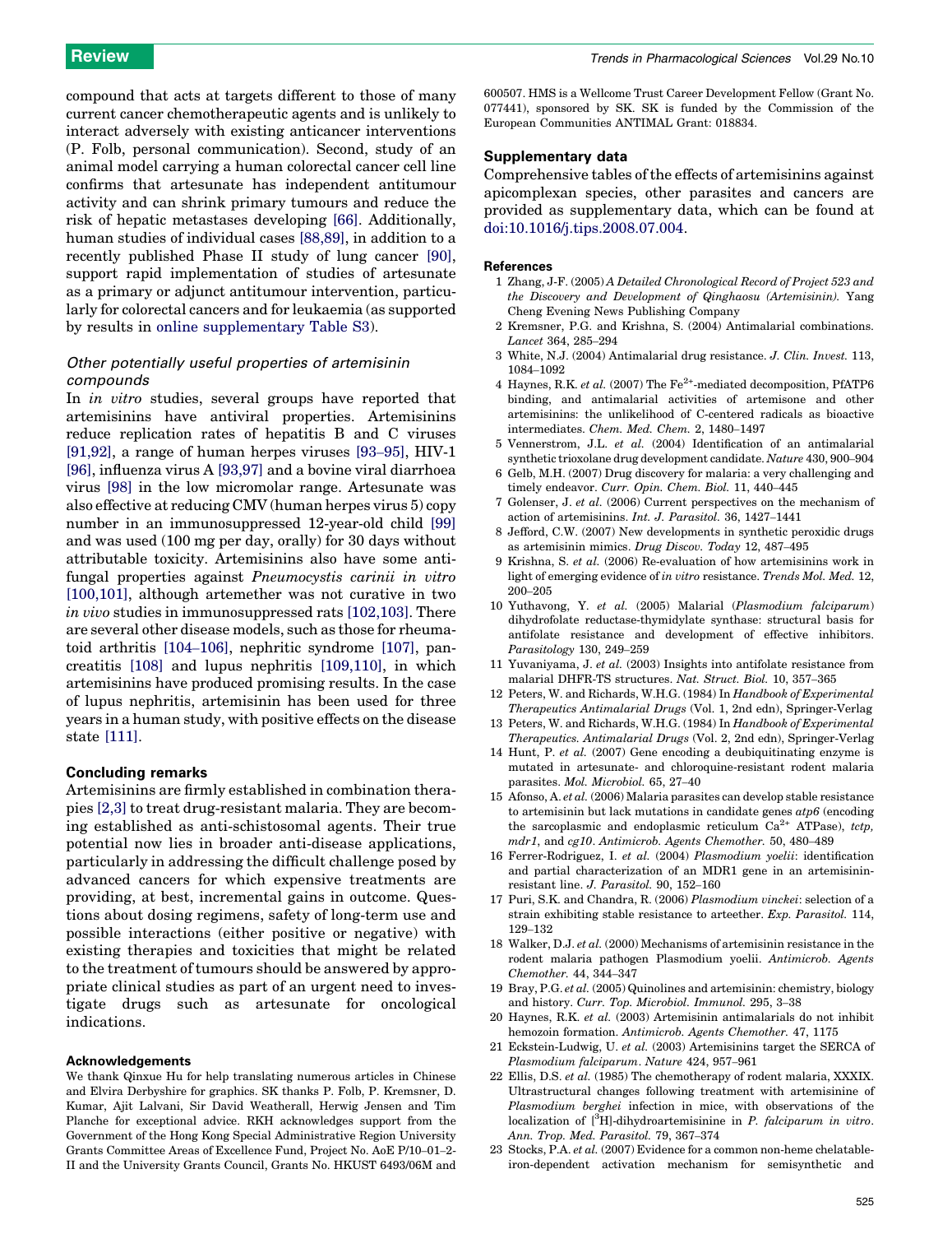compound that acts at targets different to those of many current cancer chemotherapeutic agents and is unlikely to interact adversely with existing anticancer interventions (P. Folb, personal communication). Second, study of an animal model carrying a human colorectal cancer cell line confirms that artesunate has independent antitumour activity and can shrink primary tumours and reduce the risk of hepatic metastases developing [66]. Additionally, human studies of individual cases [88,89], in addition to a recently published Phase II study of lung cancer [90], support rapid implementation of studies of artesunate as a primary or adjunct antitumour intervention, particularly for colorectal cancers and for leukaemia (as supported by results in online supplementary Table S3).

### *Other potentially useful properties of artemisinin compounds*

In *in vitro* studies, several groups have reported that artemisinins have antiviral properties. Artemisinins reduce replication rates of hepatitis B and C viruses [91,92], a range of human herpes viruses [93–95], HIV-1 [96], influenza virus A [93,97] and a bovine viral diarrhoea virus [98] in the low micromolar range. Artesunate was also effective at reducing CMV (human herpes virus 5) copy number in an immunosuppressed 12-year-old child [99] and was used (100 mg per day, orally) for 30 days without attributable toxicity. Artemisinins also have some antifungal properties against *Pneumocystis carinii in vitro* [100,101], although artemether was not curative in two *in vivo* studies in immunosuppressed rats [102,103]. There are several other disease models, such as those for rheumatoid arthritis [104–106], nephritic syndrome [107], pancreatitis [108] and lupus nephritis [109,110], in which artemisinins have produced promising results. In the case of lupus nephritis, artemisinin has been used for three years in a human study, with positive effects on the disease state [111].

## Concluding remarks

Artemisinins are firmly established in combination therapies [2,3] to treat drug-resistant malaria. They are becoming established as anti-schistosomal agents. Their true potential now lies in broader anti-disease applications, particularly in addressing the difficult challenge posed by advanced cancers for which expensive treatments are providing, at best, incremental gains in outcome. Questions about dosing regimens, safety of long-term use and possible interactions (either positive or negative) with existing therapies and toxicities that might be related to the treatment of tumours should be answered by appropriate clinical studies as part of an urgent need to investigate drugs such as artesunate for oncological indications.

### Acknowledgements

We thank Qinxue Hu for help translating numerous articles in Chinese and Elvira Derbyshire for graphics. SK thanks P. Folb, P. Kremsner, D. Kumar, Ajit Lalvani, Sir David Weatherall, Herwig Jensen and Tim Planche for exceptional advice. RKH acknowledges support from the Government of the Hong Kong Special Administrative Region University Grants Committee Areas of Excellence Fund, Project No. AoE P/10–01–2-II and the University Grants Council, Grants No. HKUST 6493/06M and 600507. HMS is a Wellcome Trust Career Development Fellow (Grant No. 077441), sponsored by SK. SK is funded by the Commission of the European Communities ANTIMAL Grant: 018834.

## Supplementary data

Comprehensive tables of the effects of artemisinins against apicomplexan species, other parasites and cancers are provided as supplementary data, which can be found at doi:10.1016/j.tips.2008.07.004.

### References

1 Zhang, J-F. (2005) *A Detailed Chronological Record of Project 523 and the Discovery and Development of Qinghaosu (Artemisinin).* Yang Cheng Evening News Publishing Company

2 Kremsner, P.G. and Krishna, S. (2004) Antimalarial combinations. *Lancet* 364, 285–294

3 White, N.J. (2004) Antimalarial drug resistance. *J. Clin. Invest.* 113, 1084–1092

4 Haynes, R.K. *et al.* (2007) The $Fe^{2+}$-mediated decomposition, PfATP6 binding, and antimalarial activities of artemisone and other artemisinins: the unlikelihood of C-centered radicals as bioactive intermediates. *Chem. Med. Chem.* 2, 1480–1497

5 Vennerstrom, J.L. *et al.* (2004) Identification of an antimalarial synthetic trioxolane drug development candidate. *Nature* 430, 900–904

6 Gelb, M.H. (2007) Drug discovery for malaria: a very challenging and timely endeavor. *Curr. Opin. Chem. Biol.* 11, 440–445

7 Golenser, J. *et al.* (2006) Current perspectives on the mechanism of action of artemisinins. *Int. J. Parasitol.* 36, 1427–1441

8 Jefford, C.W. (2007) New developments in synthetic peroxidic drugs as artemisinin mimics. *Drug Discov. Today* 12, 487–495

9 Krishna, S. *et al.* (2006) Re-evaluation of how artemisinins work in light of emerging evidence of *in vitro* resistance. *Trends Mol. Med.* 12, 200–205

10 Yuthavong, Y. *et al.* (2005) Malarial (*Plasmodium falciparum*) dihydrofolate reductase-thymidylate synthase: structural basis for antifolate resistance and development of effective inhibitors. *Parasitology* 130, 249–259

11 Yuvaniyama, J. *et al.* (2003) Insights into antifolate resistance from malarial DHFR-TS structures. *Nat. Struct. Biol.* 10, 357–365

12 Peters, W. and Richards, W.H.G. (1984) In *Handbook of Experimental Therapeutics Antimalarial Drugs* (Vol. 1, 2nd edn), Springer-Verlag

13 Peters, W. and Richards, W.H.G. (1984) In *Handbook of Experimental Therapeutics. Antimalarial Drugs* (Vol. 2, 2nd edn), Springer-Verlag

14 Hunt, P. *et al.* (2007) Gene encoding a deubiquitinating enzyme is mutated in artesunate- and chloroquine-resistant rodent malaria parasites. *Mol. Microbiol.* 65, 27–40

15 Afonso, A. *et al.* (2006) Malaria parasites can develop stable resistance to artemisinin but lack mutations in candidate genes *atp6* (encoding the sarcoplasmic and endoplasmic reticulum $Ca^{2+}$ ATPase), *tctp, mdr1*, and *cg10*. *Antimicrob. Agents Chemother.* 50, 480–489

16 Ferrer-Rodriguez, I. *et al.* (2004) *Plasmodium yoelii*: identification and partial characterization of an MDR1 gene in an artemisinin-resistant line. *J. Parasitol.* 90, 152–160

17 Puri, S.K. and Chandra, R. (2006) *Plasmodium vinckei*: selection of a strain exhibiting stable resistance to arteether. *Exp. Parasitol.* 114, 129–132

18 Walker, D.J. *et al.* (2000) Mechanisms of artemisinin resistance in the rodent malaria pathogen Plasmodium yoelii. *Antimicrob. Agents Chemother.* 44, 344–347

19 Bray, P.G. *et al.* (2005) Quinolines and artemisinin: chemistry, biology and history. *Curr. Top. Microbiol. Immunol.* 295, 3–38

20 Haynes, R.K. *et al.* (2003) Artemisinin antimalarials do not inhibit hemozoin formation. *Antimicrob. Agents Chemother.* 47, 1175

21 Eckstein-Ludwig, U. *et al.* (2003) Artemisinins target the SERCA of *Plasmodium falciparum*. *Nature* 424, 957–961

22 Ellis, D.S. *et al.* (1985) The chemotherapy of rodent malaria, XXXIX. Ultrastructural changes following treatment with artemisinine of *Plasmodium berghei* infection in mice, with observations of the localization of [$^3$H]-dihydroartemisinine in *P. falciparum in vitro*. *Ann. Trop. Med. Parasitol.* 79, 367–374

23 Stocks, P.A. *et al.* (2007) Evidence for a common non-heme chelatable-iron-dependent activation mechanism for semisynthetic and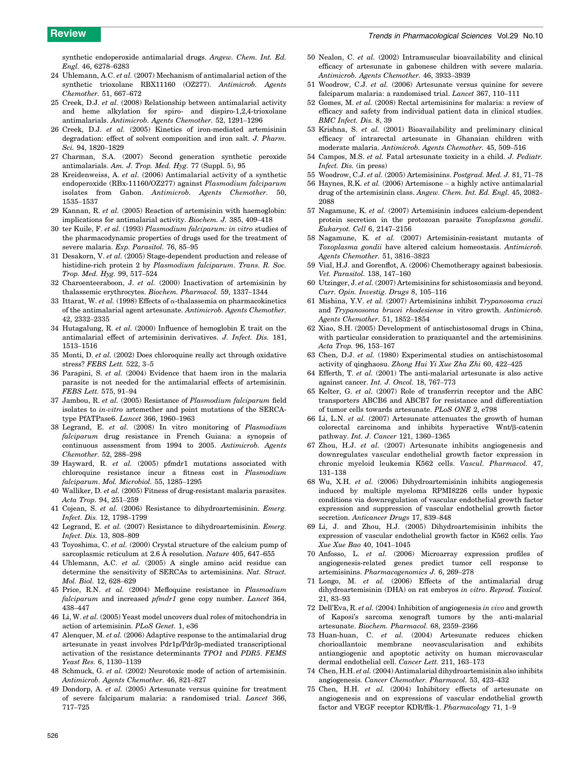synthetic endoperoxide antimalarial drugs. *Angew. Chem. Int. Ed. Engl.* 46, 6278–6283

24 Uhlemann, A.C. *et al.* (2007) Mechanism of antimalarial action of the synthetic trioxolane RBX11160 (OZ277). *Antimicrob. Agents Chemother.* 51, 667–672

25 Creek, D.J. *et al.* (2008) Relationship between antimalarial activity and heme alkylation for spiro- and dispiro-1,2,4-trioxolane antimalarials. *Antimicrob. Agents Chemother.* 52, 1291–1296

26 Creek, D.J. *et al.* (2005) Kinetics of iron-mediated artemisinin degradation: effect of solvent composition and iron salt. *J. Pharm. Sci.* 94, 1820–1829

27 Charman, S.A. (2007) Second generation synthetic peroxide antimalarials. *Am. J. Trop. Med. Hyg.* 77 (Suppl. 5), 95

28 Kreidenweiss, A. *et al.* (2006) Antimalarial activity of a synthetic endoperoxide (RBx-11160/OZ277) against *Plasmodium falciparum* isolates from Gabon. *Antimicrob. Agents Chemother.* 50, 1535–1537

29 Kannan, R. *et al.* (2005) Reaction of artemisinin with haemoglobin: implications for antimalarial activity. *Biochem. J.* 385, 409–418

30 ter Kuile, F. *et al.* (1993) *Plasmodium falciparum: in vitro* studies of the pharmacodynamic properties of drugs used for the treatment of severe malaria. *Exp. Parasitol.* 76, 85–95

31 Desakorn, V. *et al.* (2005) Stage-dependent production and release of histidine-rich protein 2 by *Plasmodium falciparum*. *Trans. R. Soc. Trop. Med. Hyg.* 99, 517–524

32 Charoenteeraboon, J. *et al.* (2000) Inactivation of artemisinin by thalassemic erythrocytes. *Biochem. Pharmacol.* 59, 1337–1344

33 Ittarat, W. *et al.* (1998) Effects of α-thalassemia on pharmacokinetics of the antimalarial agent artesunate. *Antimicrob. Agents Chemother.* 42, 2332–2335

34 Hutagalung, R. *et al.* (2000) Influence of hemoglobin E trait on the antimalarial effect of artemisinin derivatives. *J. Infect. Dis.* 181, 1513–1516

35 Monti, D. *et al.* (2002) Does chloroquine really act through oxidative stress? *FEBS Lett.* 522, 3–5

36 Parapini, S. *et al.* (2004) Evidence that haem iron in the malaria parasite is not needed for the antimalarial effects of artemisinin. *FEBS Lett.* 575, 91–94

37 Jambou, R. *et al.* (2005) Resistance of *Plasmodium falciparum* field isolates to *in-vitro* artemether and point mutations of the SERCA-type PfATPase6. *Lancet* 366, 1960–1963

38 Legrand, E. *et al.* (2008) In vitro monitoring of *Plasmodium falciparum* drug resistance in French Guiana: a synopsis of continuous assessment from 1994 to 2005. *Antimicrob. Agents Chemother.* 52, 288–298

39 Hayward, R. *et al.* (2005) pfmdr1 mutations associated with chloroquine resistance incur a fitness cost in *Plasmodium falciparum*. *Mol. Microbiol.* 55, 1285–1295

40 Walliker, D. *et al.* (2005) Fitness of drug-resistant malaria parasites. *Acta Trop.* 94, 251–259

41 Cojean, S. *et al.* (2006) Resistance to dihydroartemisinin. *Emerg. Infect. Dis.* 12, 1798–1799

42 Legrand, E. *et al.* (2007) Resistance to dihydroartemisinin. *Emerg. Infect. Dis.* 13, 808–809

43 Toyoshima, C. *et al.* (2000) Crystal structure of the calcium pump of sarcoplasmic reticulum at 2.6 Å resolution. *Nature* 405, 647–655

44 Uhlemann, A.C. *et al.* (2005) A single amino acid residue can determine the sensitivity of SERCAs to artemisinins. *Nat. Struct. Mol. Biol.* 12, 628–629

45 Price, R.N. *et al.* (2004) Mefloquine resistance in *Plasmodium falciparum* and increased *pfmdr1* gene copy number. *Lancet* 364, 438–447

46 Li, W. *et al.* (2005) Yeast model uncovers dual roles of mitochondria in action of artemisinin. *PLoS Genet.* 1, e36

47 Alenquer, M. *et al.* (2006) Adaptive response to the antimalarial drug artesunate in yeast involves Pdr1p/Pdr3p-mediated transcriptional activation of the resistance determinants *TPO1* and *PDR5*. *FEMS Yeast Res.* 6, 1130–1139

48 Schmuck, G. *et al.* (2002) Neurotoxic mode of action of artemisinin. *Antimicrob. Agents Chemother.* 46, 821–827

49 Dondorp, A. *et al.* (2005) Artesunate versus quinine for treatment of severe falciparum malaria: a randomised trial. *Lancet* 366, 717–725

50 Nealon, C. *et al.* (2002) Intramuscular bioavailability and clinical efficacy of artesunate in gabonese children with severe malaria. *Antimicrob. Agents Chemother.* 46, 3933–3939

51 Woodrow, C.J. *et al.* (2006) Artesunate versus quinine for severe falciparum malaria: a randomised trial. *Lancet* 367, 110–111

52 Gomes, M. *et al.* (2008) Rectal artemisinins for malaria: a review of efficacy and safety from individual patient data in clinical studies. *BMC Infect. Dis.* 8, 39

53 Krishna, S. *et al.* (2001) Bioavailability and preliminary clinical efficacy of intrarectal artesunate in Ghanaian children with moderate malaria. *Antimicrob. Agents Chemother.* 45, 509–516

54 Campos, M.S. *et al.* Fatal artesunate toxicity in a child. *J. Pediatr. Infect. Dis.* (in press)

55 Woodrow, C.J. *et al.* (2005) Artemisinins. *Postgrad. Med. J.* 81, 71–78

56 Haynes, R.K. *et al.* (2006) Artemisone – a highly active antimalarial drug of the artemisinin class. *Angew. Chem. Int. Ed. Engl.* 45, 2082–2088

57 Nagamune, K. *et al.* (2007) Artemisinin induces calcium-dependent protein secretion in the protozoan parasite *Toxoplasma gondii*. *Eukaryot. Cell* 6, 2147–2156

58 Nagamune, K. *et al.* (2007) Artemisinin-resistant mutants of *Toxoplasma gondii* have altered calcium homeostasis. *Antimicrob. Agents Chemother.* 51, 3816–3823

59 Vial, H.J. and Gorenflot, A. (2006) Chemotherapy against babesiosis. *Vet. Parasitol.* 138, 147–160

60 Utzinger, J. *et al.* (2007) Artemisinins for schistosomiasis and beyond. *Curr. Opin. Investig. Drugs* 8, 105–116

61 Mishina, Y.V. *et al.* (2007) Artemisinins inhibit *Trypanosoma cruzi* and *Trypanosoma brucei rhodesiense* in vitro growth. *Antimicrob. Agents Chemother.* 51, 1852–1854

62 Xiao, S.H. (2005) Development of antischistosomal drugs in China, with particular consideration to praziquantel and the artemisinins. *Acta Trop.* 96, 153–167

63 Chen, D.J. *et al.* (1980) Experimental studies on antischistosomal activity of qinghaosu. *Zhong Hui Yi Xue Zha Zhi* 60, 422–425

64 Efferth, T. *et al.* (2001) The anti-malarial artesunate is also active against cancer. *Int. J. Oncol.* 18, 767–773

65 Kelter, G. *et al.* (2007) Role of transferrin receptor and the ABC transporters ABCB6 and ABCB7 for resistance and differentiation of tumor cells towards artesunate. *PLoS ONE* 2, e798

66 Li, L.N. *et al.* (2007) Artesunate attenuates the growth of human colorectal carcinoma and inhibits hyperactive Wnt/β-catenin pathway. *Int. J. Cancer* 121, 1360–1365

67 Zhou, H.J. *et al.* (2007) Artesunate inhibits angiogenesis and downregulates vascular endothelial growth factor expression in chronic myeloid leukemia K562 cells. *Vascul. Pharmacol.* 47, 131–138

68 Wu, X.H. *et al.* (2006) Dihydroartemisinin inhibits angiogenesis induced by multiple myeloma RPMI8226 cells under hypoxic conditions via downregulation of vascular endothelial growth factor expression and suppression of vascular endothelial growth factor secretion. *Anticancer Drugs* 17, 839–848

69 Li, J. and Zhou, H.J. (2005) Dihydroartemisinin inhibits the expression of vascular endothelial growth factor in K562 cells. *Yao Xue Xue Bao* 40, 1041–1045

70 Anfosso, L. *et al.* (2006) Microarray expression profiles of angiogenesis-related genes predict tumor cell response to artemisinins. *Pharmacogenomics J.* 6, 269–278

71 Longo, M. *et al.* (2006) Effects of the antimalarial drug dihydroartemisinin (DHA) on rat embryos *in vitro*. *Reprod. Toxicol.* 21, 83–93

72 Dell'Eva, R. *et al.* (2004) Inhibition of angiogenesis *in vivo* and growth of Kaposi's sarcoma xenograft tumors by the anti-malarial artesunate. *Biochem. Pharmacol.* 68, 2359–2366

73 Huan-huan, C. *et al.* (2004) Artesunate reduces chicken chorioallantoic membrane neovascularisation and exhibits antiangiogenic and apoptotic activity on human microvascular dermal endothelial cell. *Cancer Lett.* 211, 163–173

74 Chen, H.H. *et al.* (2004) Antimalarial dihydroartemisinin also inhibits angiogenesis. *Cancer Chemother. Pharmacol.* 53, 423–432

75 Chen, H.H. *et al.* (2004) Inhibitory effects of artesunate on angiogenesis and on expressions of vascular endothelial growth factor and VEGF receptor KDR/flk-1. *Pharmacology* 71, 1–9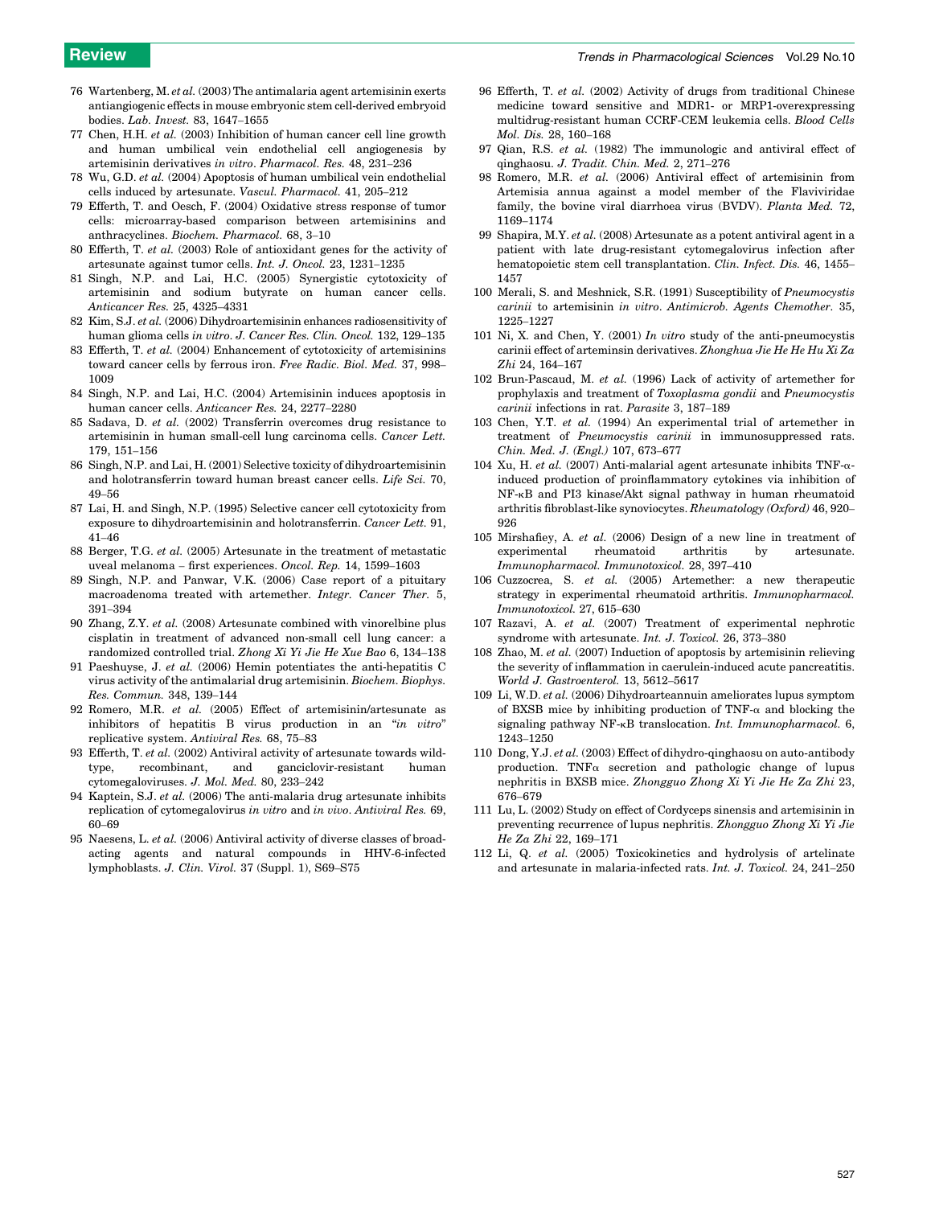76 Wartenberg, M. *et al.* (2003) The antimalaria agent artemisinin exerts antiangiogenic effects in mouse embryonic stem cell-derived embryoid bodies. *Lab. Invest.* 83, 1647–1655

77 Chen, H.H. *et al.* (2003) Inhibition of human cancer cell line growth and human umbilical vein endothelial cell angiogenesis by artemisinin derivatives *in vitro*. *Pharmacol. Res.* 48, 231–236

78 Wu, G.D. *et al.* (2004) Apoptosis of human umbilical vein endothelial cells induced by artesunate. *Vascul. Pharmacol.* 41, 205–212

79 Efferth, T. and Oesch, F. (2004) Oxidative stress response of tumor cells: microarray-based comparison between artemisinins and anthracyclines. *Biochem. Pharmacol.* 68, 3–10

80 Efferth, T. *et al.* (2003) Role of antioxidant genes for the activity of artesunate against tumor cells. *Int. J. Oncol.* 23, 1231–1235

81 Singh, N.P. and Lai, H.C. (2005) Synergistic cytotoxicity of artemisinin and sodium butyrate on human cancer cells. *Anticancer Res.* 25, 4325–4331

82 Kim, S.J. *et al.* (2006) Dihydroartemisinin enhances radiosensitivity of human glioma cells *in vitro*. *J. Cancer Res. Clin. Oncol.* 132, 129–135

83 Efferth, T. *et al.* (2004) Enhancement of cytotoxicity of artemisinins toward cancer cells by ferrous iron. *Free Radic. Biol. Med.* 37, 998–1009

84 Singh, N.P. and Lai, H.C. (2004) Artemisinin induces apoptosis in human cancer cells. *Anticancer Res.* 24, 2277–2280

85 Sadava, D. *et al.* (2002) Transferrin overcomes drug resistance to artemisinin in human small-cell lung carcinoma cells. *Cancer Lett.* 179, 151–156

86 Singh, N.P. and Lai, H. (2001) Selective toxicity of dihydroartemisinin and holotransferrin toward human breast cancer cells. *Life Sci.* 70, 49–56

87 Lai, H. and Singh, N.P. (1995) Selective cancer cell cytotoxicity from exposure to dihydroartemisinin and holotransferrin. *Cancer Lett.* 91, 41–46

88 Berger, T.G. *et al.* (2005) Artesunate in the treatment of metastatic uveal melanoma – first experiences. *Oncol. Rep.* 14, 1599–1603

89 Singh, N.P. and Panwar, V.K. (2006) Case report of a pituitary macroadenoma treated with artemether. *Integr. Cancer Ther.* 5, 391–394

90 Zhang, Z.Y. *et al.* (2008) Artesunate combined with vinorelbine plus cisplatin in treatment of advanced non-small cell lung cancer: a randomized controlled trial. *Zhong Xi Yi Jie He Xue Bao* 6, 134–138

91 Paeshuyse, J. *et al.* (2006) Hemin potentiates the anti-hepatitis C virus activity of the antimalarial drug artemisinin. *Biochem. Biophys. Res. Commun.* 348, 139–144

92 Romero, M.R. *et al.* (2005) Effect of artemisinin/artesunate as inhibitors of hepatitis B virus production in an "*in vitro*" replicative system. *Antiviral Res.* 68, 75–83

93 Efferth, T. *et al.* (2002) Antiviral activity of artesunate towards wild-type, recombinant, and ganciclovir-resistant human cytomegaloviruses. *J. Mol. Med.* 80, 233–242

94 Kaptein, S.J. *et al.* (2006) The anti-malaria drug artesunate inhibits replication of cytomegalovirus *in vitro* and *in vivo*. *Antiviral Res.* 69, 60–69

95 Naesens, L. *et al.* (2006) Antiviral activity of diverse classes of broad-acting agents and natural compounds in HHV-6-infected lymphoblasts. *J. Clin. Virol.* 37 (Suppl. 1), S69–S75

96 Efferth, T. *et al.* (2002) Activity of drugs from traditional Chinese medicine toward sensitive and MDR1- or MRP1-overexpressing multidrug-resistant human CCRF-CEM leukemia cells. *Blood Cells Mol. Dis.* 28, 160–168

97 Qian, R.S. *et al.* (1982) The immunologic and antiviral effect of qinghaosu. *J. Tradit. Chin. Med.* 2, 271–276

98 Romero, M.R. *et al.* (2006) Antiviral effect of artemisinin from Artemisia annua against a model member of the Flaviviridae family, the bovine viral diarrhoea virus (BVDV). *Planta Med.* 72, 1169–1174

99 Shapira, M.Y. *et al.* (2008) Artesunate as a potent antiviral agent in a patient with late drug-resistant cytomegalovirus infection after hematopoietic stem cell transplantation. *Clin. Infect. Dis.* 46, 1455–1457

100 Merali, S. and Meshnick, S.R. (1991) Susceptibility of *Pneumocystis carinii* to artemisinin *in vitro*. *Antimicrob. Agents Chemother.* 35, 1225–1227

101 Ni, X. and Chen, Y. (2001) *In vitro* study of the anti-pneumocystis carinii effect of arteminsin derivatives. *Zhonghua Jie He He Hu Xi Za Zhi* 24, 164–167

102 Brun-Pascaud, M. *et al.* (1996) Lack of activity of artemether for prophylaxis and treatment of *Toxoplasma gondii* and *Pneumocystis carinii* infections in rat. *Parasite* 3, 187–189

103 Chen, Y.T. *et al.* (1994) An experimental trial of artemether in treatment of *Pneumocystis carinii* in immunosuppressed rats. *Chin. Med. J. (Engl.)* 107, 673–677

104 Xu, H. *et al.* (2007) Anti-malarial agent artesunate inhibits TNF-α-induced production of proinflammatory cytokines via inhibition of NF-κB and PI3 kinase/Akt signal pathway in human rheumatoid arthritis fibroblast-like synoviocytes. *Rheumatology (Oxford)* 46, 920–926

105 Mirshafiey, A. *et al.* (2006) Design of a new line in treatment of experimental rheumatoid arthritis by artesunate. *Immunopharmacol. Immunotoxicol.* 28, 397–410

106 Cuzzocrea, S. *et al.* (2005) Artemether: a new therapeutic strategy in experimental rheumatoid arthritis. *Immunopharmacol. Immunotoxicol.* 27, 615–630

107 Razavi, A. *et al.* (2007) Treatment of experimental nephrotic syndrome with artesunate. *Int. J. Toxicol.* 26, 373–380

108 Zhao, M. *et al.* (2007) Induction of apoptosis by artemisinin relieving the severity of inflammation in caerulein-induced acute pancreatitis. *World J. Gastroenterol.* 13, 5612–5617

109 Li, W.D. *et al.* (2006) Dihydroarteannuin ameliorates lupus symptom of BXSB mice by inhibiting production of TNF-α and blocking the signaling pathway NF-κB translocation. *Int. Immunopharmacol.* 6, 1243–1250

110 Dong, Y.J. *et al.* (2003) Effect of dihydro-qinghaosu on auto-antibody production. TNFα secretion and pathologic change of lupus nephritis in BXSB mice. *Zhongguo Zhong Xi Yi Jie He Za Zhi* 23, 676–679

111 Lu, L. (2002) Study on effect of Cordyceps sinensis and artemisinin in preventing recurrence of lupus nephritis. *Zhongguo Zhong Xi Yi Jie He Za Zhi* 22, 169–171

112 Li, Q. *et al.* (2005) Toxicokinetics and hydrolysis of artelinate and artesunate in malaria-infected rats. *Int. J. Toxicol.* 24, 241–250